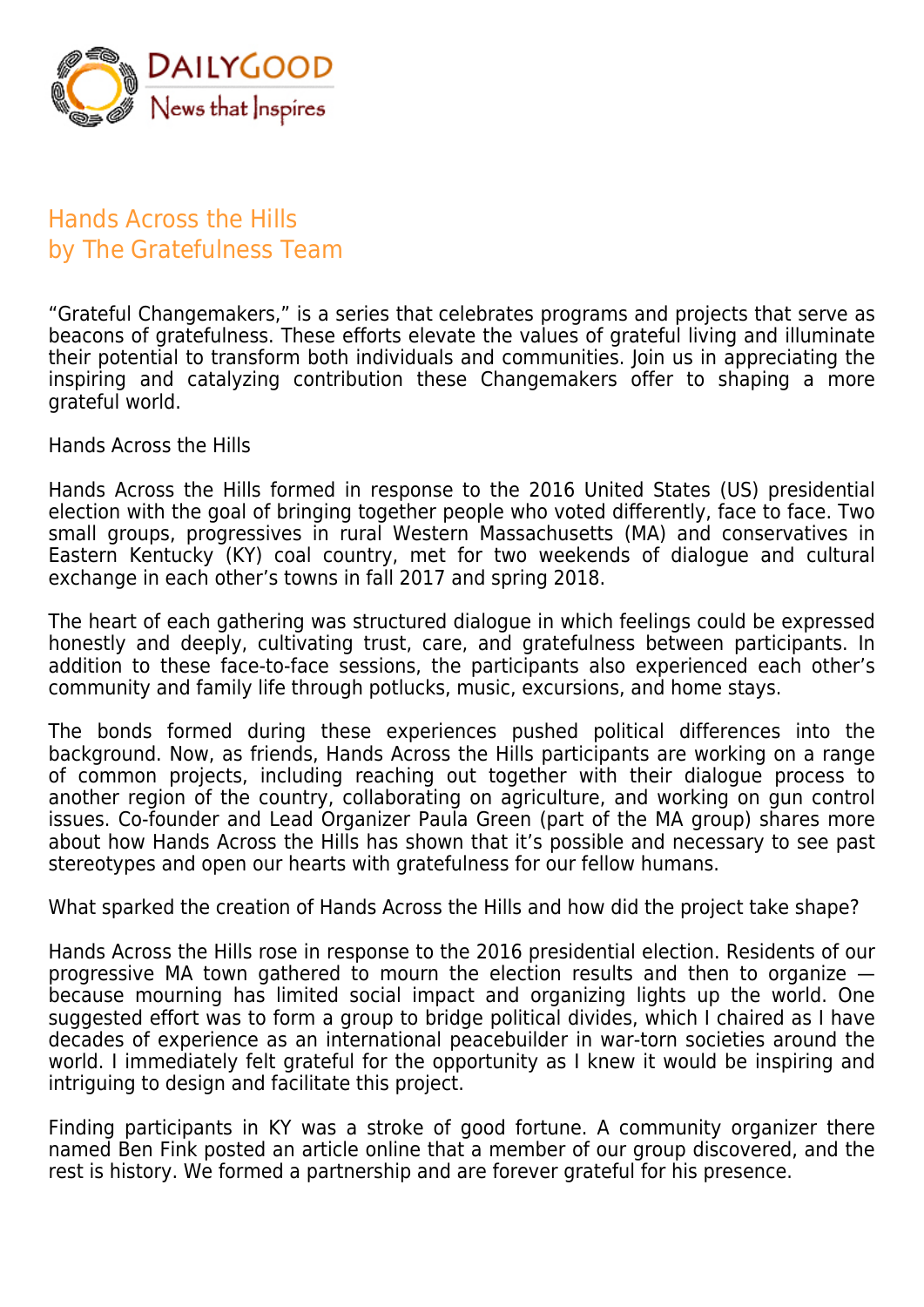# Hands Across the Hills
## by The Gratefulness Team

"Grateful Changemakers," is a series that celebrates programs and projects that serve as beacons of gratefulness. These efforts elevate the values of grateful living and illuminate their potential to transform both individuals and communities. Join us in appreciating the inspiring and catalyzing contribution these Changemakers offer to shaping a more grateful world.

Hands Across the Hills

Hands Across the Hills formed in response to the 2016 United States (US) presidential election with the goal of bringing together people who voted differently, face to face. Two small groups, progressives in rural Western Massachusetts (MA) and conservatives in Eastern Kentucky (KY) coal country, met for two weekends of dialogue and cultural exchange in each other's towns in fall 2017 and spring 2018.

The heart of each gathering was structured dialogue in which feelings could be expressed honestly and deeply, cultivating trust, care, and gratefulness between participants. In addition to these face-to-face sessions, the participants also experienced each other's community and family life through potlucks, music, excursions, and home stays.

The bonds formed during these experiences pushed political differences into the background. Now, as friends, Hands Across the Hills participants are working on a range of common projects, including reaching out together with their dialogue process to another region of the country, collaborating on agriculture, and working on gun control issues. Co-founder and Lead Organizer Paula Green (part of the MA group) shares more about how Hands Across the Hills has shown that it's possible and necessary to see past stereotypes and open our hearts with gratefulness for our fellow humans.

What sparked the creation of Hands Across the Hills and how did the project take shape?

Hands Across the Hills rose in response to the 2016 presidential election. Residents of our progressive MA town gathered to mourn the election results and then to organize — because mourning has limited social impact and organizing lights up the world. One suggested effort was to form a group to bridge political divides, which I chaired as I have decades of experience as an international peacebuilder in war-torn societies around the world. I immediately felt grateful for the opportunity as I knew it would be inspiring and intriguing to design and facilitate this project.

Finding participants in KY was a stroke of good fortune. A community organizer there named Ben Fink posted an article online that a member of our group discovered, and the rest is history. We formed a partnership and are forever grateful for his presence.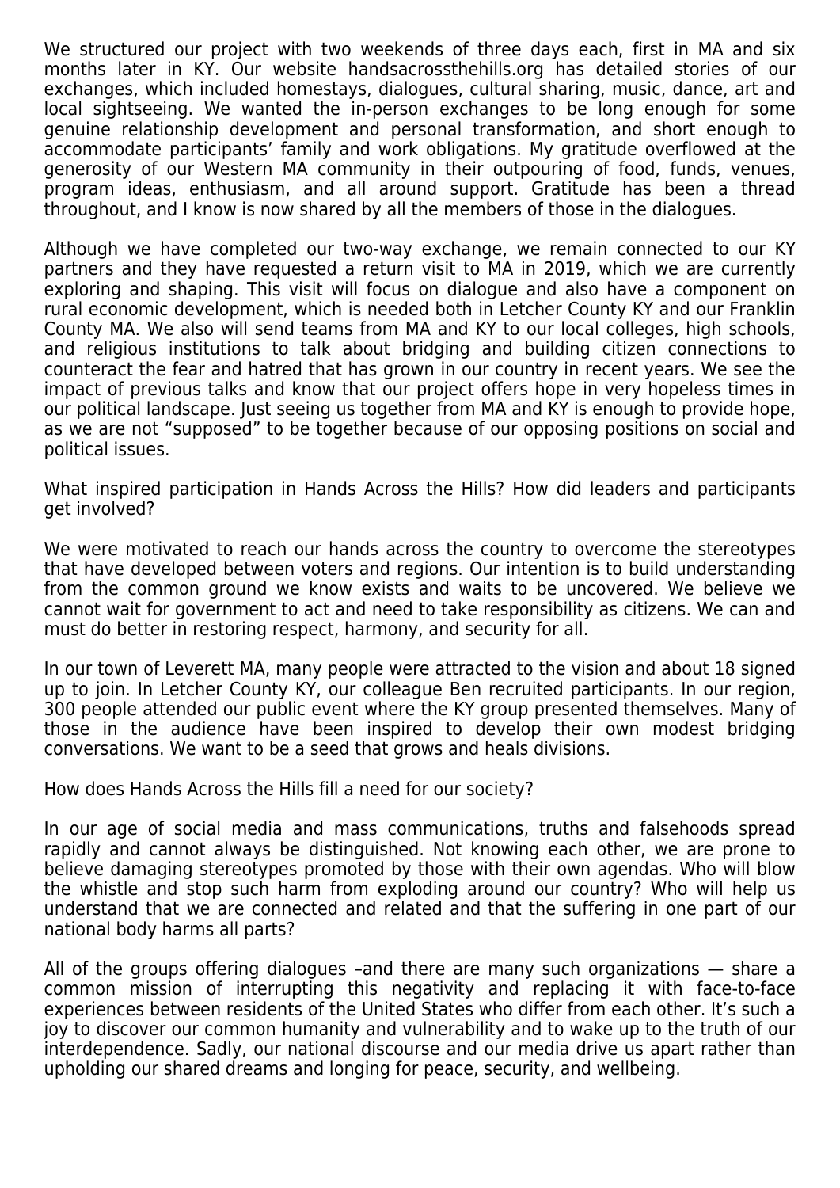We structured our project with two weekends of three days each, first in MA and six months later in KY. Our website handsacrossthehills.org has detailed stories of our exchanges, which included homestays, dialogues, cultural sharing, music, dance, art and local sightseeing. We wanted the in-person exchanges to be long enough for some genuine relationship development and personal transformation, and short enough to accommodate participants' family and work obligations. My gratitude overflowed at the generosity of our Western MA community in their outpouring of food, funds, venues, program ideas, enthusiasm, and all around support. Gratitude has been a thread throughout, and I know is now shared by all the members of those in the dialogues.

Although we have completed our two-way exchange, we remain connected to our KY partners and they have requested a return visit to MA in 2019, which we are currently exploring and shaping. This visit will focus on dialogue and also have a component on rural economic development, which is needed both in Letcher County KY and our Franklin County MA. We also will send teams from MA and KY to our local colleges, high schools, and religious institutions to talk about bridging and building citizen connections to counteract the fear and hatred that has grown in our country in recent years. We see the impact of previous talks and know that our project offers hope in very hopeless times in our political landscape. Just seeing us together from MA and KY is enough to provide hope, as we are not "supposed" to be together because of our opposing positions on social and political issues.

What inspired participation in Hands Across the Hills? How did leaders and participants get involved?

We were motivated to reach our hands across the country to overcome the stereotypes that have developed between voters and regions. Our intention is to build understanding from the common ground we know exists and waits to be uncovered. We believe we cannot wait for government to act and need to take responsibility as citizens. We can and must do better in restoring respect, harmony, and security for all.

In our town of Leverett MA, many people were attracted to the vision and about 18 signed up to join. In Letcher County KY, our colleague Ben recruited participants. In our region, 300 people attended our public event where the KY group presented themselves. Many of those in the audience have been inspired to develop their own modest bridging conversations. We want to be a seed that grows and heals divisions.

How does Hands Across the Hills fill a need for our society?

In our age of social media and mass communications, truths and falsehoods spread rapidly and cannot always be distinguished. Not knowing each other, we are prone to believe damaging stereotypes promoted by those with their own agendas. Who will blow the whistle and stop such harm from exploding around our country? Who will help us understand that we are connected and related and that the suffering in one part of our national body harms all parts?

All of the groups offering dialogues –and there are many such organizations — share a common mission of interrupting this negativity and replacing it with face-to-face experiences between residents of the United States who differ from each other. It's such a joy to discover our common humanity and vulnerability and to wake up to the truth of our interdependence. Sadly, our national discourse and our media drive us apart rather than upholding our shared dreams and longing for peace, security, and wellbeing.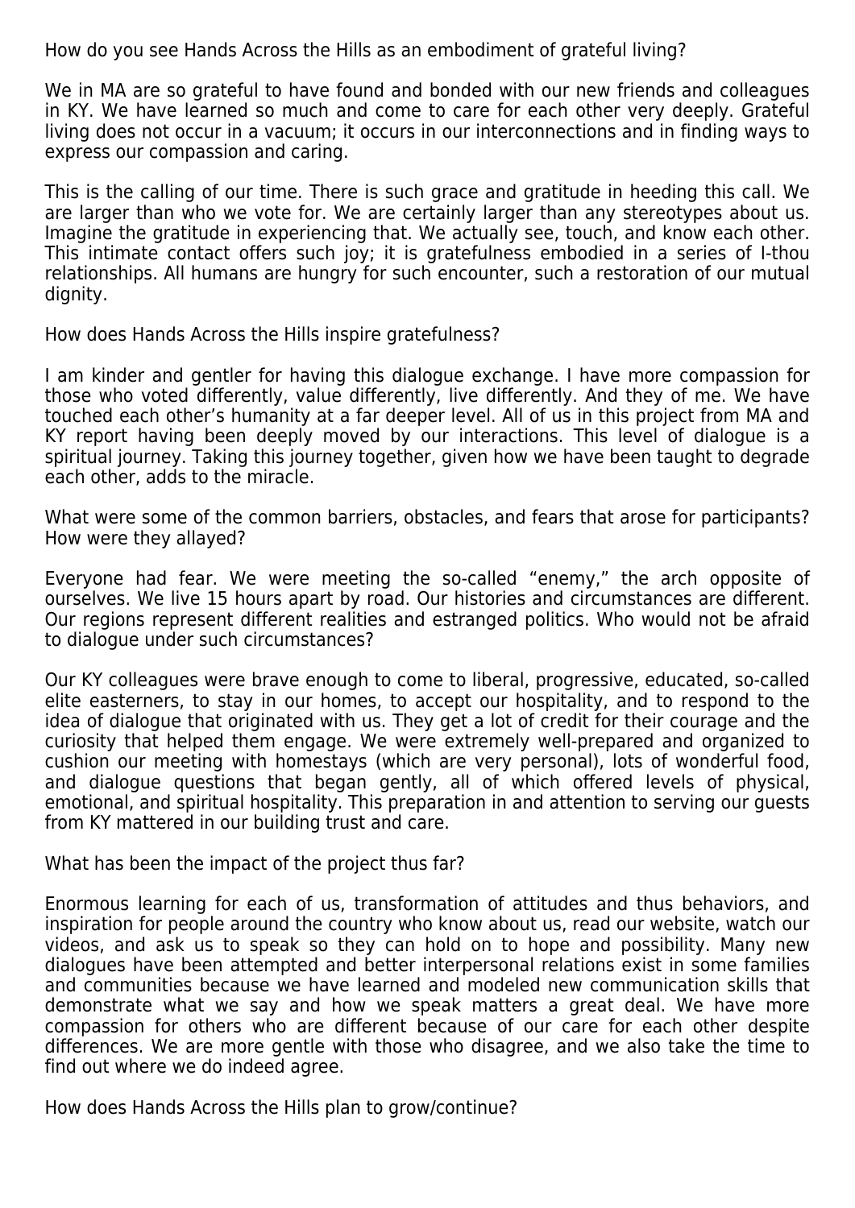How do you see Hands Across the Hills as an embodiment of grateful living?

We in MA are so grateful to have found and bonded with our new friends and colleagues in KY. We have learned so much and come to care for each other very deeply. Grateful living does not occur in a vacuum; it occurs in our interconnections and in finding ways to express our compassion and caring.

This is the calling of our time. There is such grace and gratitude in heeding this call. We are larger than who we vote for. We are certainly larger than any stereotypes about us. Imagine the gratitude in experiencing that. We actually see, touch, and know each other. This intimate contact offers such joy; it is gratefulness embodied in a series of I-thou relationships. All humans are hungry for such encounter, such a restoration of our mutual dignity.

How does Hands Across the Hills inspire gratefulness?

I am kinder and gentler for having this dialogue exchange. I have more compassion for those who voted differently, value differently, live differently. And they of me. We have touched each other's humanity at a far deeper level. All of us in this project from MA and KY report having been deeply moved by our interactions. This level of dialogue is a spiritual journey. Taking this journey together, given how we have been taught to degrade each other, adds to the miracle.

What were some of the common barriers, obstacles, and fears that arose for participants? How were they allayed?

Everyone had fear. We were meeting the so-called "enemy," the arch opposite of ourselves. We live 15 hours apart by road. Our histories and circumstances are different. Our regions represent different realities and estranged politics. Who would not be afraid to dialogue under such circumstances?

Our KY colleagues were brave enough to come to liberal, progressive, educated, so-called elite easterners, to stay in our homes, to accept our hospitality, and to respond to the idea of dialogue that originated with us. They get a lot of credit for their courage and the curiosity that helped them engage. We were extremely well-prepared and organized to cushion our meeting with homestays (which are very personal), lots of wonderful food, and dialogue questions that began gently, all of which offered levels of physical, emotional, and spiritual hospitality. This preparation in and attention to serving our guests from KY mattered in our building trust and care.

What has been the impact of the project thus far?

Enormous learning for each of us, transformation of attitudes and thus behaviors, and inspiration for people around the country who know about us, read our website, watch our videos, and ask us to speak so they can hold on to hope and possibility. Many new dialogues have been attempted and better interpersonal relations exist in some families and communities because we have learned and modeled new communication skills that demonstrate what we say and how we speak matters a great deal. We have more compassion for others who are different because of our care for each other despite differences. We are more gentle with those who disagree, and we also take the time to find out where we do indeed agree.

How does Hands Across the Hills plan to grow/continue?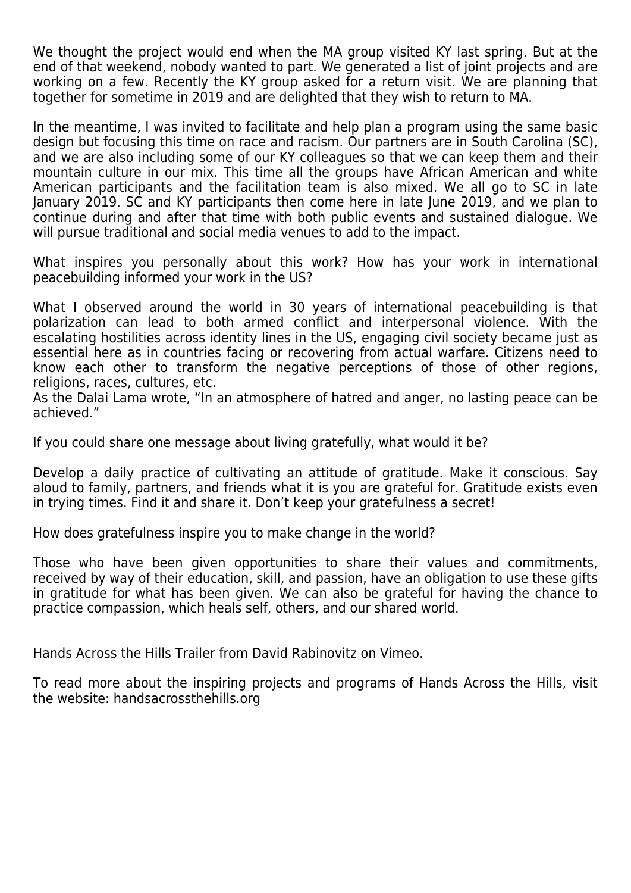We thought the project would end when the MA group visited KY last spring. But at the end of that weekend, nobody wanted to part. We generated a list of joint projects and are working on a few. Recently the KY group asked for a return visit. We are planning that together for sometime in 2019 and are delighted that they wish to return to MA.

In the meantime, I was invited to facilitate and help plan a program using the same basic design but focusing this time on race and racism. Our partners are in South Carolina (SC), and we are also including some of our KY colleagues so that we can keep them and their mountain culture in our mix. This time all the groups have African American and white American participants and the facilitation team is also mixed. We all go to SC in late January 2019. SC and KY participants then come here in late June 2019, and we plan to continue during and after that time with both public events and sustained dialogue. We will pursue traditional and social media venues to add to the impact.

What inspires you personally about this work? How has your work in international peacebuilding informed your work in the US?

What I observed around the world in 30 years of international peacebuilding is that polarization can lead to both armed conflict and interpersonal violence. With the escalating hostilities across identity lines in the US, engaging civil society became just as essential here as in countries facing or recovering from actual warfare. Citizens need to know each other to transform the negative perceptions of those of other regions, religions, races, cultures, etc.
As the Dalai Lama wrote, “In an atmosphere of hatred and anger, no lasting peace can be achieved.”

If you could share one message about living gratefully, what would it be?

Develop a daily practice of cultivating an attitude of gratitude. Make it conscious. Say aloud to family, partners, and friends what it is you are grateful for. Gratitude exists even in trying times. Find it and share it. Don’t keep your gratefulness a secret!

How does gratefulness inspire you to make change in the world?

Those who have been given opportunities to share their values and commitments, received by way of their education, skill, and passion, have an obligation to use these gifts in gratitude for what has been given. We can also be grateful for having the chance to practice compassion, which heals self, others, and our shared world.

Hands Across the Hills Trailer from David Rabinovitz on Vimeo.

To read more about the inspiring projects and programs of Hands Across the Hills, visit the website: handsacrossthehills.org